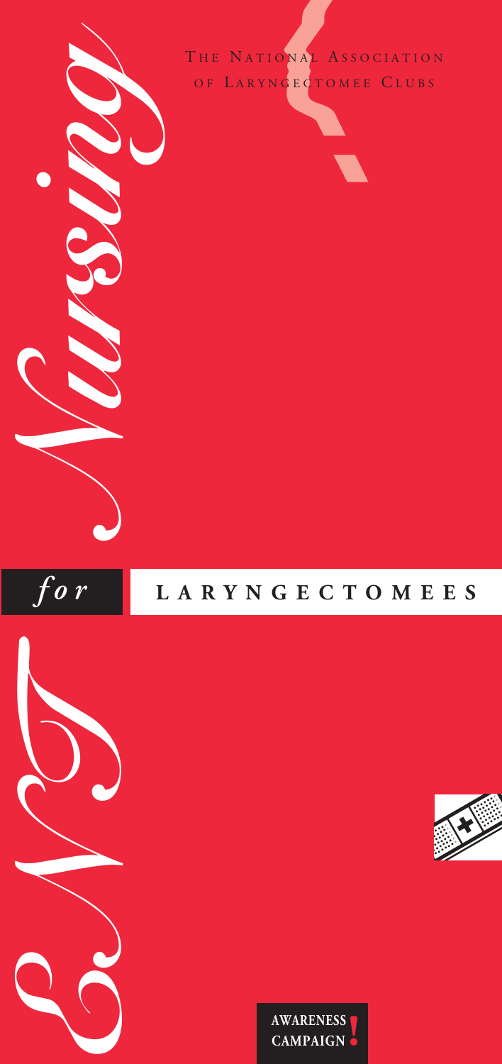THE NATIONAL ASSOCIATION OF LARYNGECTOMEE CLUBS

# *Nursing* *for* LARYNGECTOMEES

AWARENESS CAMPAIGN!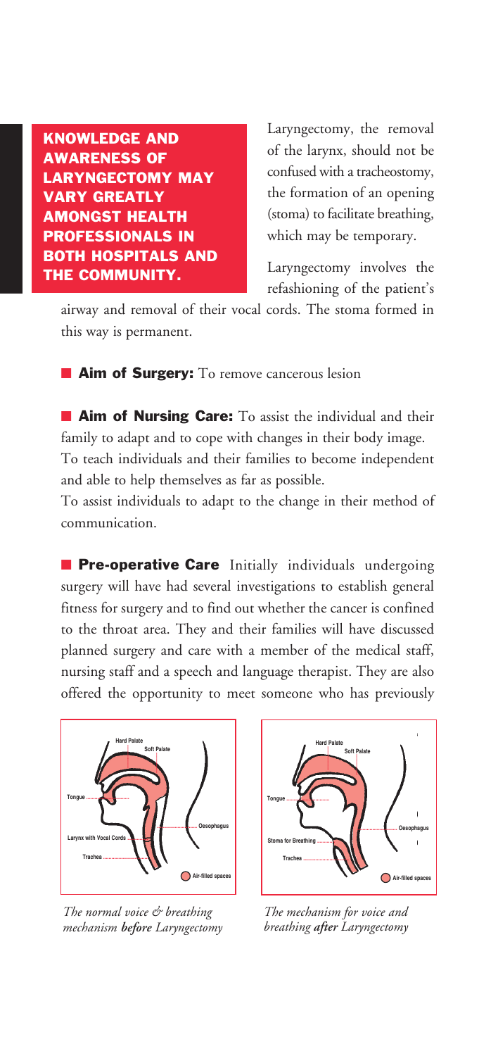**KNOWLEDGE AND AWARENESS OF LARYNGECTOMY MAY VARY GREATLY AMONGST HEALTH PROFESSIONALS IN BOTH HOSPITALS AND THE COMMUNITY.**

Laryngectomy, the removal of the larynx, should not be confused with a tracheostomy, the formation of an opening (stoma) to facilitate breathing, which may be temporary.

Laryngectomy involves the refashioning of the patient's airway and removal of their vocal cords. The stoma formed in this way is permanent.

**Aim of Surgery:** To remove cancerous lesion

**Aim of Nursing Care:** To assist the individual and their family to adapt and to cope with changes in their body image. To teach individuals and their families to become independent and able to help themselves as far as possible.
To assist individuals to adapt to the change in their method of communication.

**Pre-operative Care** Initially individuals undergoing surgery will have had several investigations to establish general fitness for surgery and to find out whether the cancer is confined to the throat area. They and their families will have discussed planned surgery and care with a member of the medical staff, nursing staff and a speech and language therapist. They are also offered the opportunity to meet someone who has previously

*The normal voice & breathing mechanism **before** Laryngectomy*

*The mechanism for voice and breathing **after** Laryngectomy*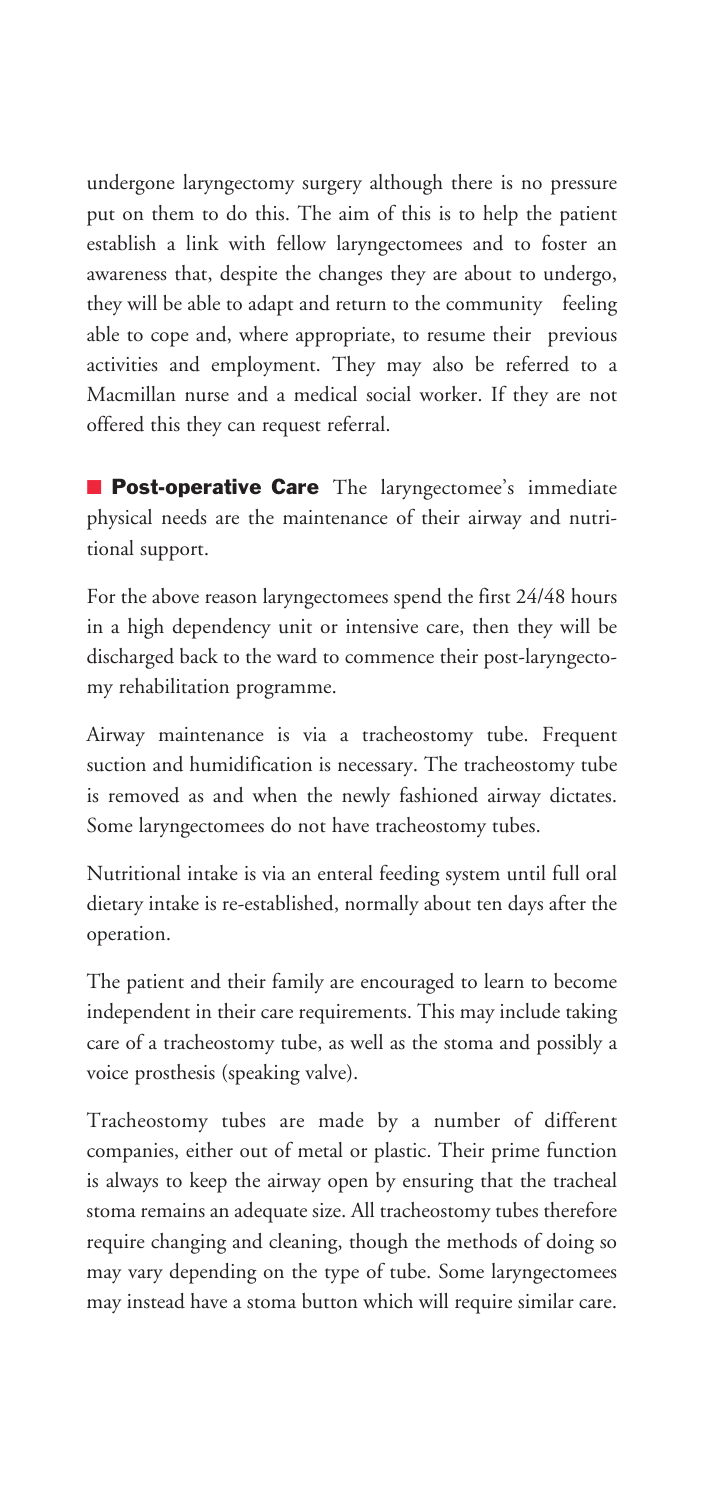undergone laryngectomy surgery although there is no pressure put on them to do this. The aim of this is to help the patient establish a link with fellow laryngectomees and to foster an awareness that, despite the changes they are about to undergo, they will be able to adapt and return to the community feeling able to cope and, where appropriate, to resume their previous activities and employment. They may also be referred to a Macmillan nurse and a medical social worker. If they are not offered this they can request referral.

**Post-operative Care** The laryngectomee's immediate physical needs are the maintenance of their airway and nutritional support.

For the above reason laryngectomees spend the first 24/48 hours in a high dependency unit or intensive care, then they will be discharged back to the ward to commence their post-laryngectomy rehabilitation programme.

Airway maintenance is via a tracheostomy tube. Frequent suction and humidification is necessary. The tracheostomy tube is removed as and when the newly fashioned airway dictates. Some laryngectomees do not have tracheostomy tubes.

Nutritional intake is via an enteral feeding system until full oral dietary intake is re-established, normally about ten days after the operation.

The patient and their family are encouraged to learn to become independent in their care requirements. This may include taking care of a tracheostomy tube, as well as the stoma and possibly a voice prosthesis (speaking valve).

Tracheostomy tubes are made by a number of different companies, either out of metal or plastic. Their prime function is always to keep the airway open by ensuring that the tracheal stoma remains an adequate size. All tracheostomy tubes therefore require changing and cleaning, though the methods of doing so may vary depending on the type of tube. Some laryngectomees may instead have a stoma button which will require similar care.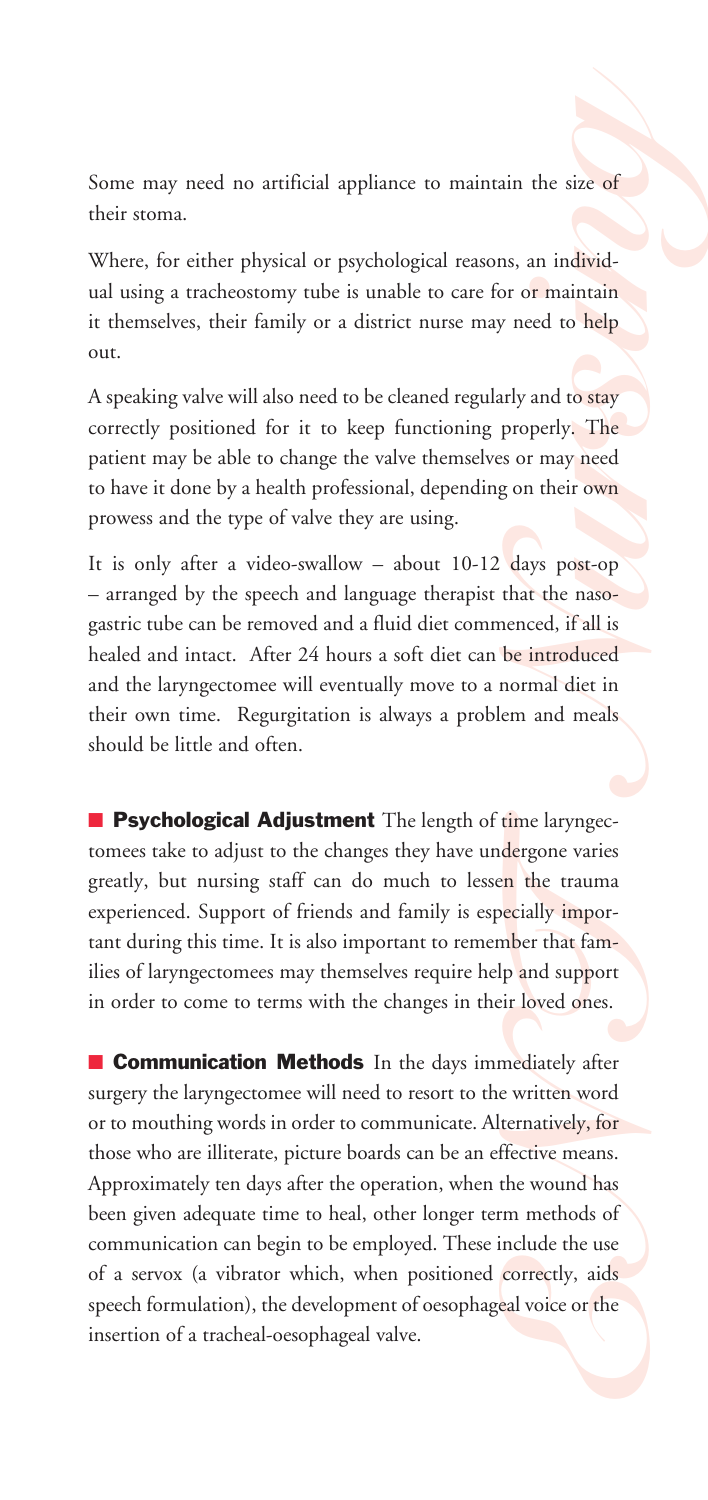Some may need no artificial appliance to maintain the size of their stoma.

Where, for either physical or psychological reasons, an individual using a tracheostomy tube is unable to care for or maintain it themselves, their family or a district nurse may need to help out.

A speaking valve will also need to be cleaned regularly and to stay correctly positioned for it to keep functioning properly. The patient may be able to change the valve themselves or may need to have it done by a health professional, depending on their own prowess and the type of valve they are using.

It is only after a video-swallow – about 10-12 days post-op – arranged by the speech and language therapist that the nasogastric tube can be removed and a fluid diet commenced, if all is healed and intact. After 24 hours a soft diet can be introduced and the laryngectomee will eventually move to a normal diet in their own time. Regurgitation is always a problem and meals should be little and often.

■ **Psychological Adjustment** The length of time laryngectomees take to adjust to the changes they have undergone varies greatly, but nursing staff can do much to lessen the trauma experienced. Support of friends and family is especially important during this time. It is also important to remember that families of laryngectomees may themselves require help and support in order to come to terms with the changes in their loved ones.

■ **Communication Methods** In the days immediately after surgery the laryngectomee will need to resort to the written word or to mouthing words in order to communicate. Alternatively, for those who are illiterate, picture boards can be an effective means. Approximately ten days after the operation, when the wound has been given adequate time to heal, other longer term methods of communication can begin to be employed. These include the use of a servox (a vibrator which, when positioned correctly, aids speech formulation), the development of oesophageal voice or the insertion of a tracheal-oesophageal valve.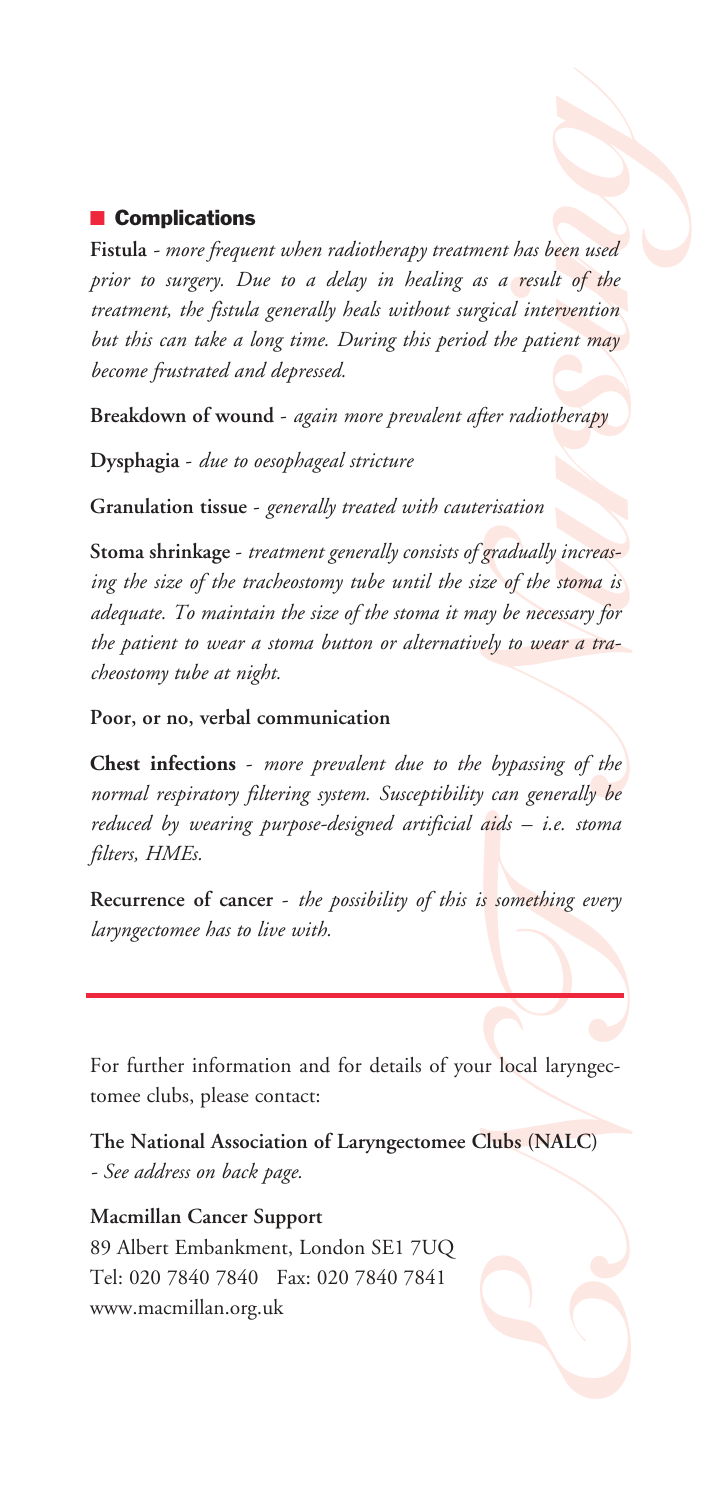## Complications

**Fistula** - *more frequent when radiotherapy treatment has been used prior to surgery. Due to a delay in healing as a result of the treatment, the fistula generally heals without surgical intervention but this can take a long time. During this period the patient may become frustrated and depressed.*

**Breakdown of wound** - *again more prevalent after radiotherapy*

**Dysphagia** - *due to oesophageal stricture*

**Granulation tissue** - *generally treated with cauterisation*

**Stoma shrinkage** - *treatment generally consists of gradually increasing the size of the tracheostomy tube until the size of the stoma is adequate. To maintain the size of the stoma it may be necessary for the patient to wear a stoma button or alternatively to wear a tracheostomy tube at night.*

**Poor, or no, verbal communication**

**Chest infections** - *more prevalent due to the bypassing of the normal respiratory filtering system. Susceptibility can generally be reduced by wearing purpose-designed artificial aids – i.e. stoma filters, HMEs.*

**Recurrence of cancer** - *the possibility of this is something every laryngectomee has to live with.*

---

For further information and for details of your local laryngectomee clubs, please contact:

**The National Association of Laryngectomee Clubs (NALC)**
*- See address on back page.*

**Macmillan Cancer Support**
89 Albert Embankment, London SE1 7UQ
Tel: 020 7840 7840 Fax: 020 7840 7841
www.macmillan.org.uk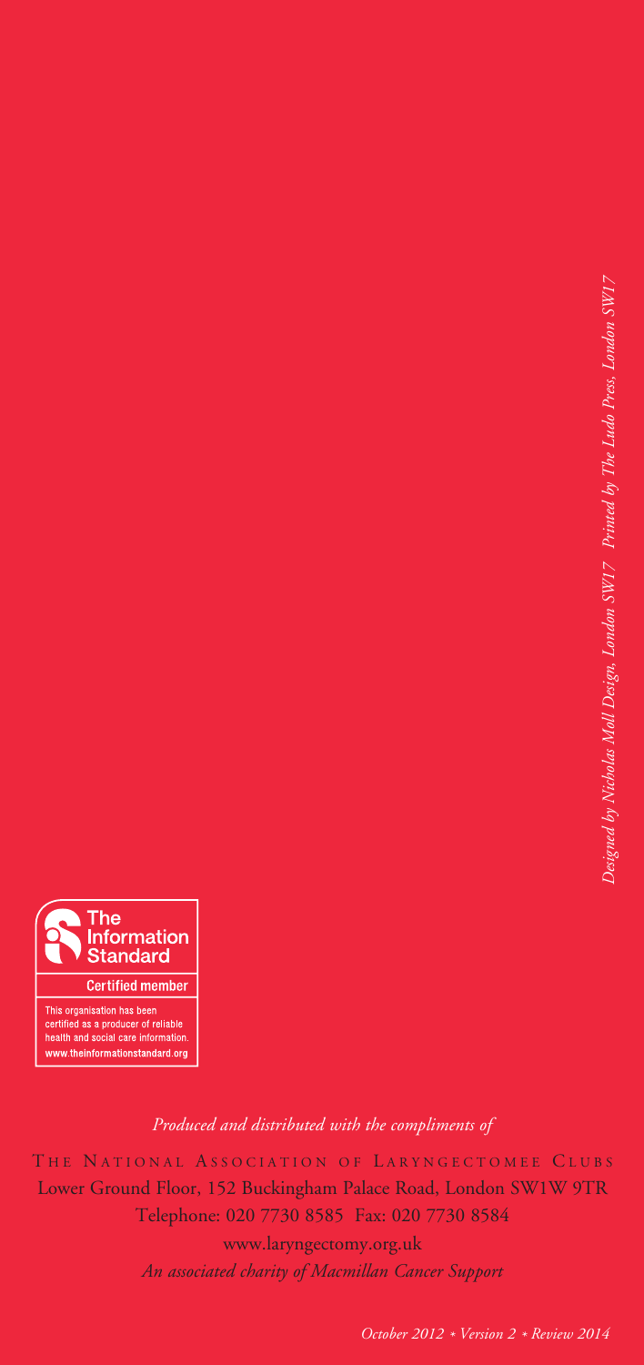*Designed by Nicholas Moll Design, London SW17 Printed by The Ludo Press, London SW17*

**The Information Standard**

**Certified member**

This organisation has been certified as a producer of reliable health and social care information.
www.theinformationstandard.org

*Produced and distributed with the compliments of*

The National Association of Laryngectomee Clubs
Lower Ground Floor, 152 Buckingham Palace Road, London SW1W 9TR
Telephone: 020 7730 8585 Fax: 020 7730 8584
www.laryngectomy.org.uk
*An associated charity of Macmillan Cancer Support*

*October 2012 • Version 2 • Review 2014*